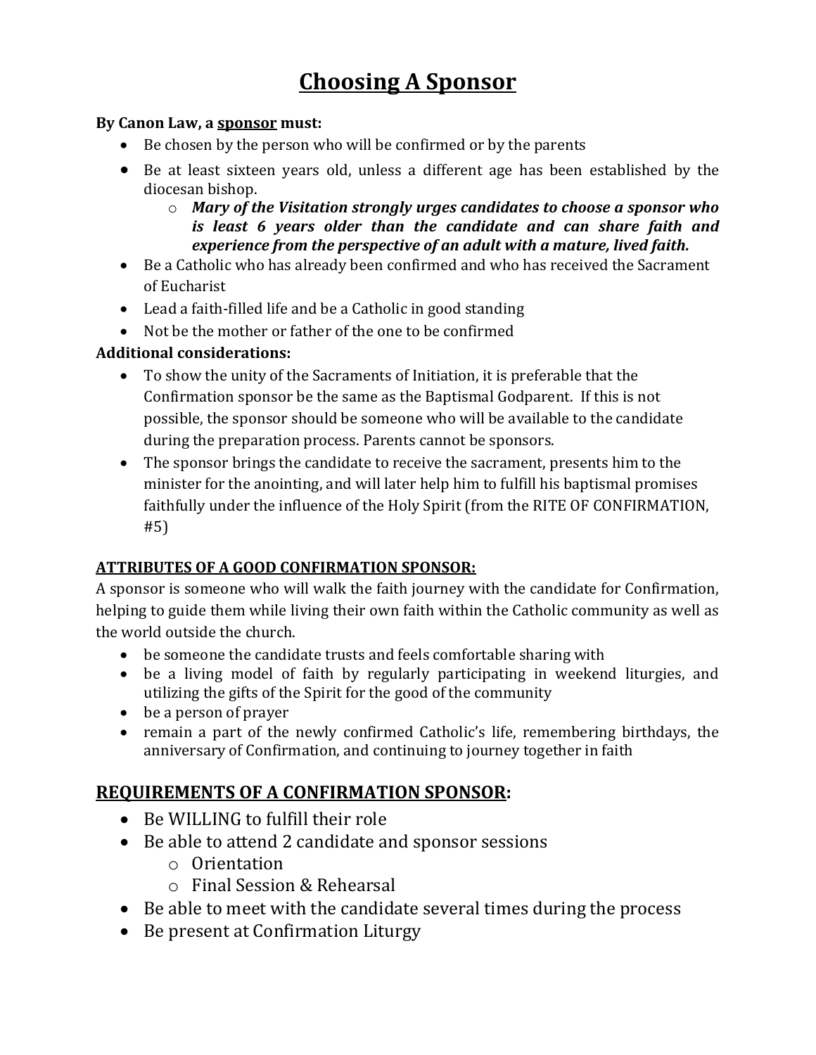# Choosing A Sponsor

**By Canon Law, a sponsor must:**

- Be chosen by the person who will be confirmed or by the parents
- Be at least sixteen years old, unless a different age has been established by the diocesan bishop.
  - ***Mary of the Visitation strongly urges candidates to choose a sponsor who is least 6 years older than the candidate and can share faith and experience from the perspective of an adult with a mature, lived faith.***
- Be a Catholic who has already been confirmed and who has received the Sacrament of Eucharist
- Lead a faith-filled life and be a Catholic in good standing
- Not be the mother or father of the one to be confirmed

**Additional considerations:**

- To show the unity of the Sacraments of Initiation, it is preferable that the Confirmation sponsor be the same as the Baptismal Godparent. If this is not possible, the sponsor should be someone who will be available to the candidate during the preparation process. Parents cannot be sponsors.
- The sponsor brings the candidate to receive the sacrament, presents him to the minister for the anointing, and will later help him to fulfill his baptismal promises faithfully under the influence of the Holy Spirit (from the RITE OF CONFIRMATION, #5)

### ATTRIBUTES OF A GOOD CONFIRMATION SPONSOR:

A sponsor is someone who will walk the faith journey with the candidate for Confirmation, helping to guide them while living their own faith within the Catholic community as well as the world outside the church.

- be someone the candidate trusts and feels comfortable sharing with
- be a living model of faith by regularly participating in weekend liturgies, and utilizing the gifts of the Spirit for the good of the community
- be a person of prayer
- remain a part of the newly confirmed Catholic's life, remembering birthdays, the anniversary of Confirmation, and continuing to journey together in faith

## REQUIREMENTS OF A CONFIRMATION SPONSOR:

- Be WILLING to fulfill their role
- Be able to attend 2 candidate and sponsor sessions
  - Orientation
  - Final Session & Rehearsal
- Be able to meet with the candidate several times during the process
- Be present at Confirmation Liturgy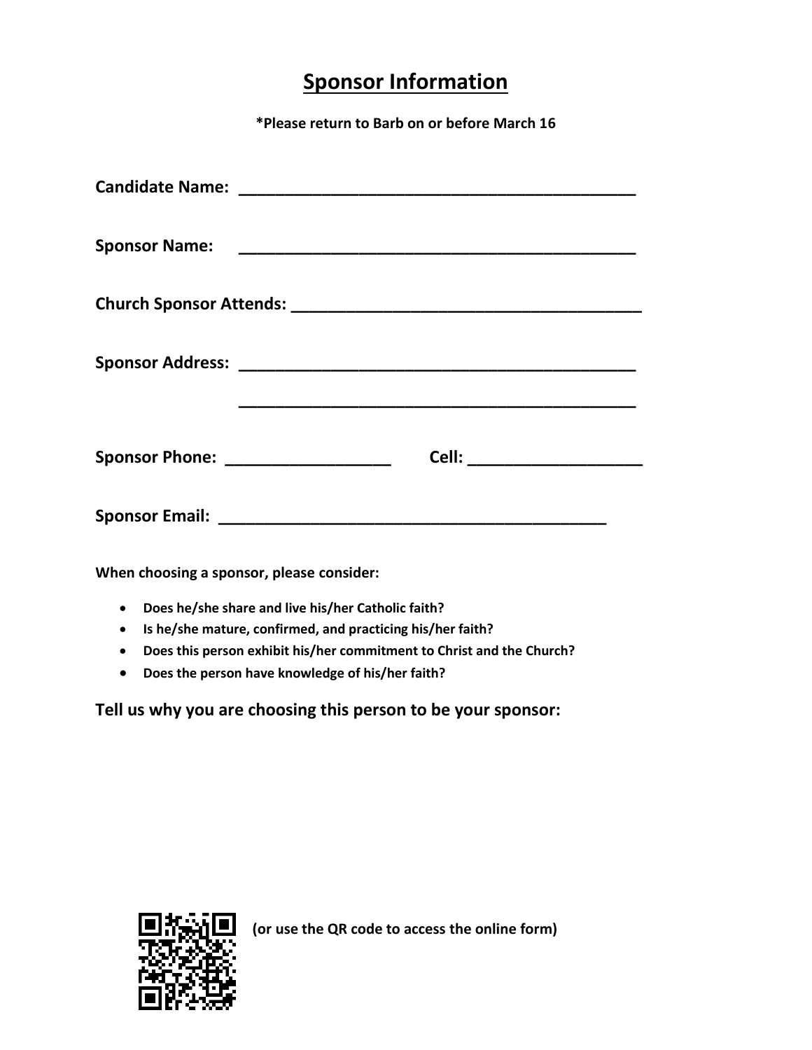# Sponsor Information

**\*Please return to Barb on or before March 16**

**Candidate Name:** _____________________________________________

**Sponsor Name:** _____________________________________________

**Church Sponsor Attends:** _______________________________________

**Sponsor Address:** _____________________________________________

_____________________________________________

**Sponsor Phone:** __________________ **Cell:** ___________________

**Sponsor Email:** ___________________________________________

**When choosing a sponsor, please consider:**

- **Does he/she share and live his/her Catholic faith?**
- **Is he/she mature, confirmed, and practicing his/her faith?**
- **Does this person exhibit his/her commitment to Christ and the Church?**
- **Does the person have knowledge of his/her faith?**

**Tell us why you are choosing this person to be your sponsor:**

**(or use the QR code to access the online form)**